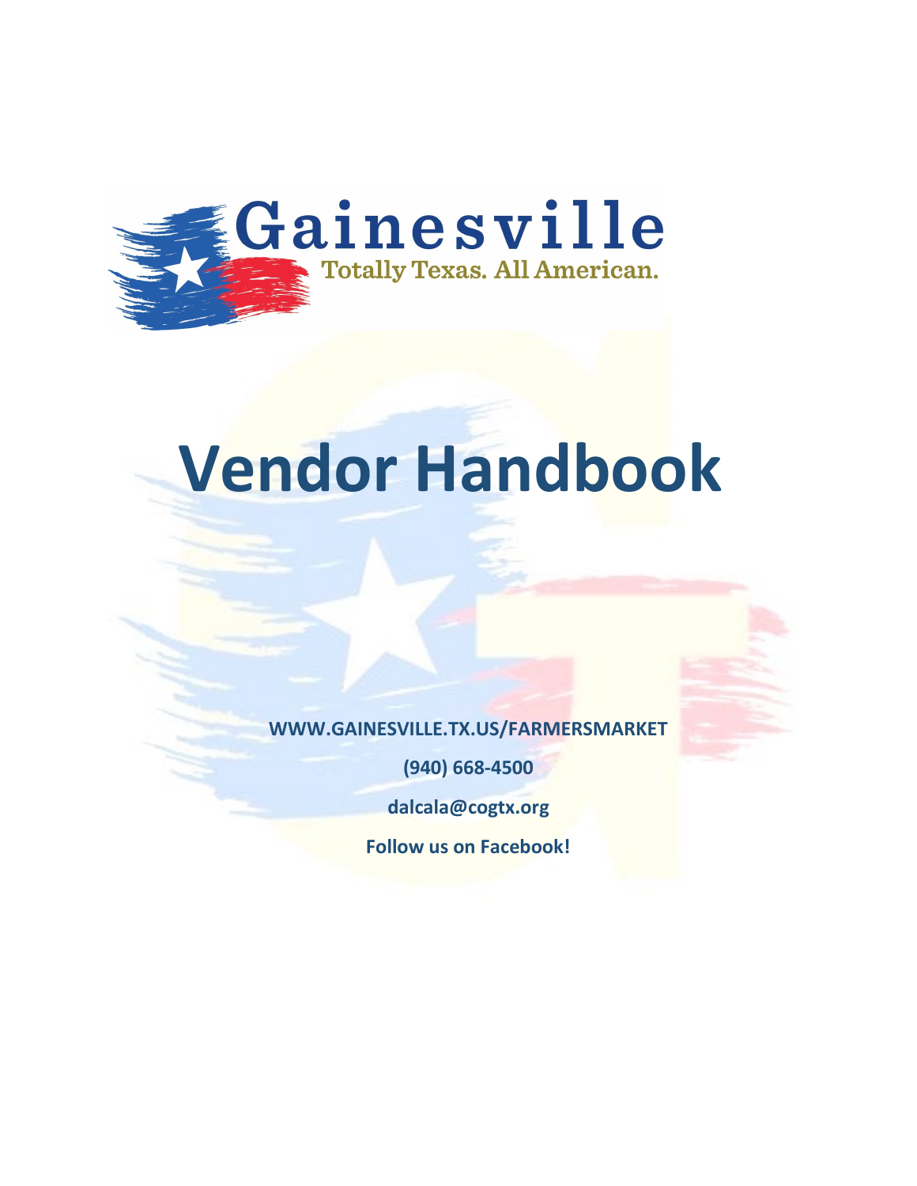Gainesville

Totally Texas. All American.

# Vendor Handbook

**WWW.GAINESVILLE.TX.US/FARMERSMARKET**

**(940) 668-4500**

**dalcala@cogtx.org**

**Follow us on Facebook!**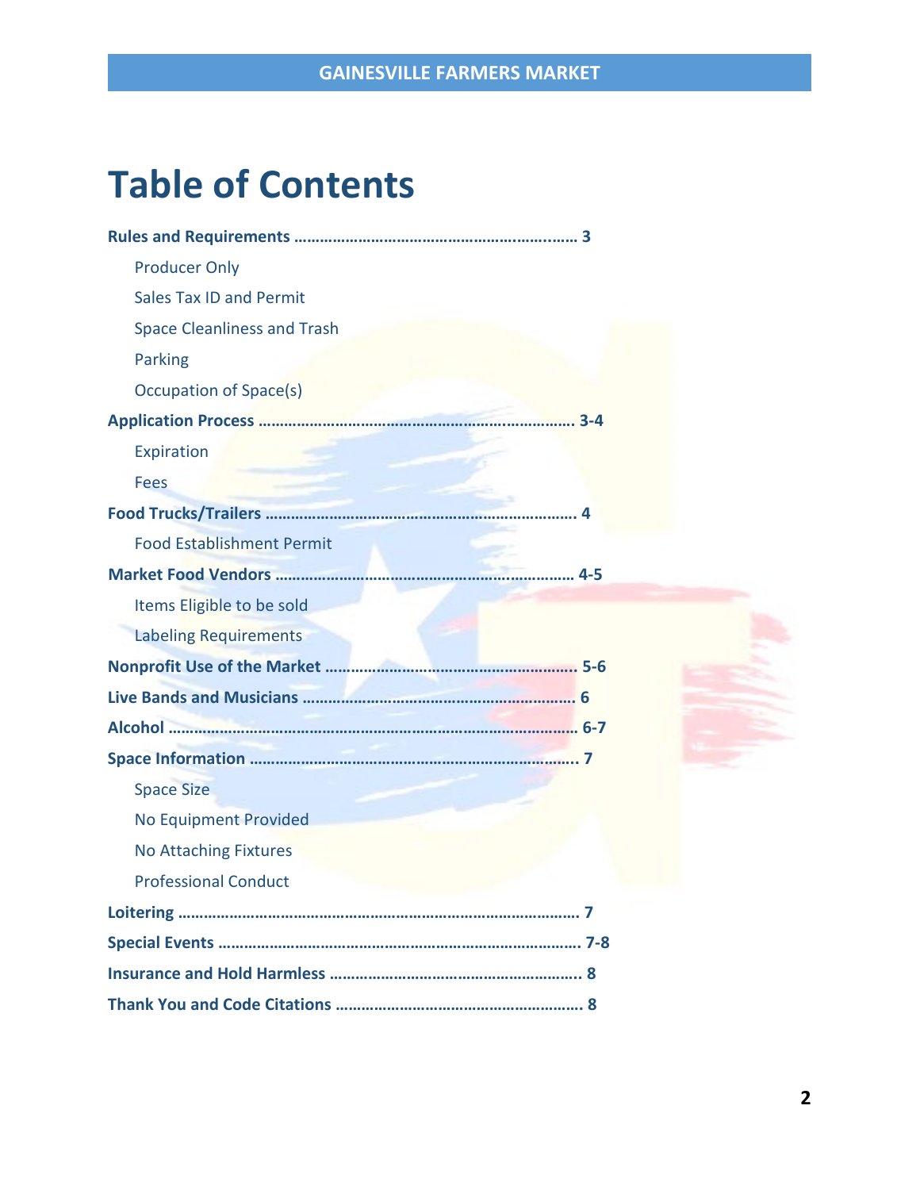# Table of Contents

**Rules and Requirements ……………………………………………………… 3**

- Producer Only
- Sales Tax ID and Permit
- Space Cleanliness and Trash
- Parking
- Occupation of Space(s)

**Application Process ……………………………………………………… 3-4**

- Expiration
- Fees

**Food Trucks/Trailers ……………………………………………………… 4**

- Food Establishment Permit

**Market Food Vendors ……………………………………………………… 4-5**

- Items Eligible to be sold
- Labeling Requirements

**Nonprofit Use of the Market ……………………………………………… 5-6**

**Live Bands and Musicians ………………………………………………… 6**

**Alcohol …………………………………………………………………… 6-7**

**Space Information ………………………………………………………… 7**

- Space Size
- No Equipment Provided
- No Attaching Fixtures
- Professional Conduct

**Loitering …………………………………………………………………… 7**

**Special Events …………………………………………………………… 7-8**

**Insurance and Hold Harmless ……………………………………………… 8**

**Thank You and Code Citations …………………………………………… 8**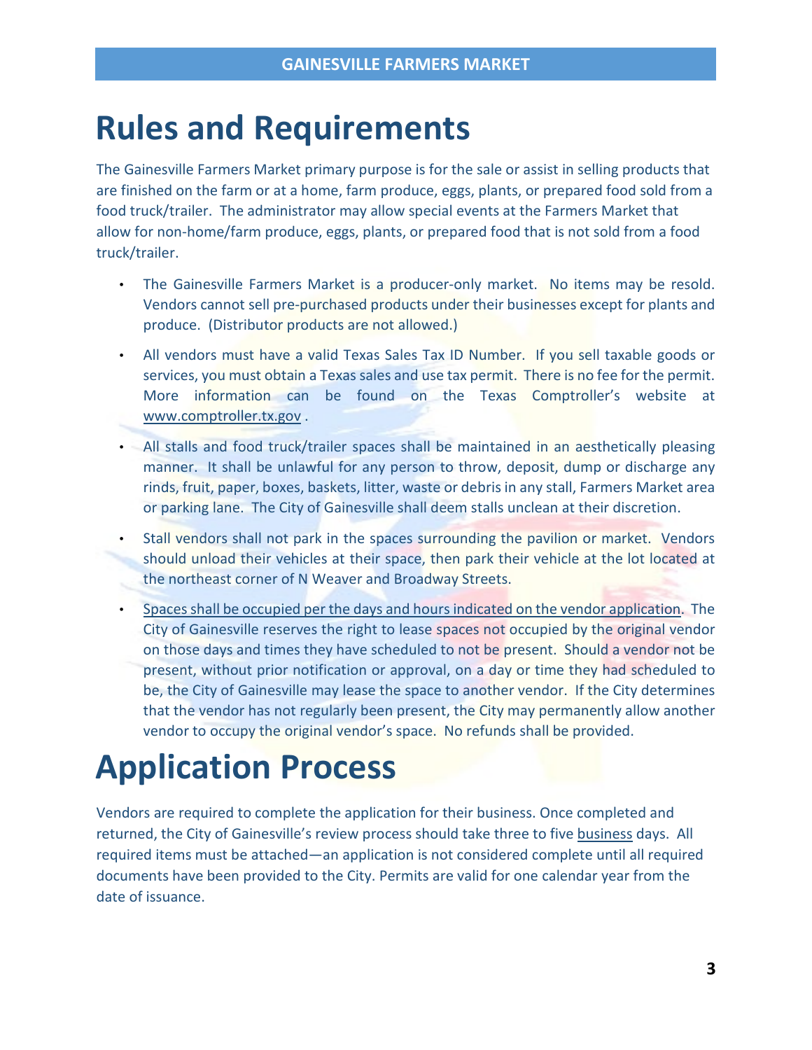# Rules and Requirements

The Gainesville Farmers Market primary purpose is for the sale or assist in selling products that are finished on the farm or at a home, farm produce, eggs, plants, or prepared food sold from a food truck/trailer. The administrator may allow special events at the Farmers Market that allow for non-home/farm produce, eggs, plants, or prepared food that is not sold from a food truck/trailer.

- The Gainesville Farmers Market is a producer-only market. No items may be resold. Vendors cannot sell pre-purchased products under their businesses except for plants and produce. (Distributor products are not allowed.)
- All vendors must have a valid Texas Sales Tax ID Number. If you sell taxable goods or services, you must obtain a Texas sales and use tax permit. There is no fee for the permit. More information can be found on the Texas Comptroller's website at www.comptroller.tx.gov .
- All stalls and food truck/trailer spaces shall be maintained in an aesthetically pleasing manner. It shall be unlawful for any person to throw, deposit, dump or discharge any rinds, fruit, paper, boxes, baskets, litter, waste or debris in any stall, Farmers Market area or parking lane. The City of Gainesville shall deem stalls unclean at their discretion.
- Stall vendors shall not park in the spaces surrounding the pavilion or market. Vendors should unload their vehicles at their space, then park their vehicle at the lot located at the northeast corner of N Weaver and Broadway Streets.
- Spaces shall be occupied per the days and hours indicated on the vendor application. The City of Gainesville reserves the right to lease spaces not occupied by the original vendor on those days and times they have scheduled to not be present. Should a vendor not be present, without prior notification or approval, on a day or time they had scheduled to be, the City of Gainesville may lease the space to another vendor. If the City determines that the vendor has not regularly been present, the City may permanently allow another vendor to occupy the original vendor's space. No refunds shall be provided.

# Application Process

Vendors are required to complete the application for their business. Once completed and returned, the City of Gainesville's review process should take three to five business days. All required items must be attached—an application is not considered complete until all required documents have been provided to the City. Permits are valid for one calendar year from the date of issuance.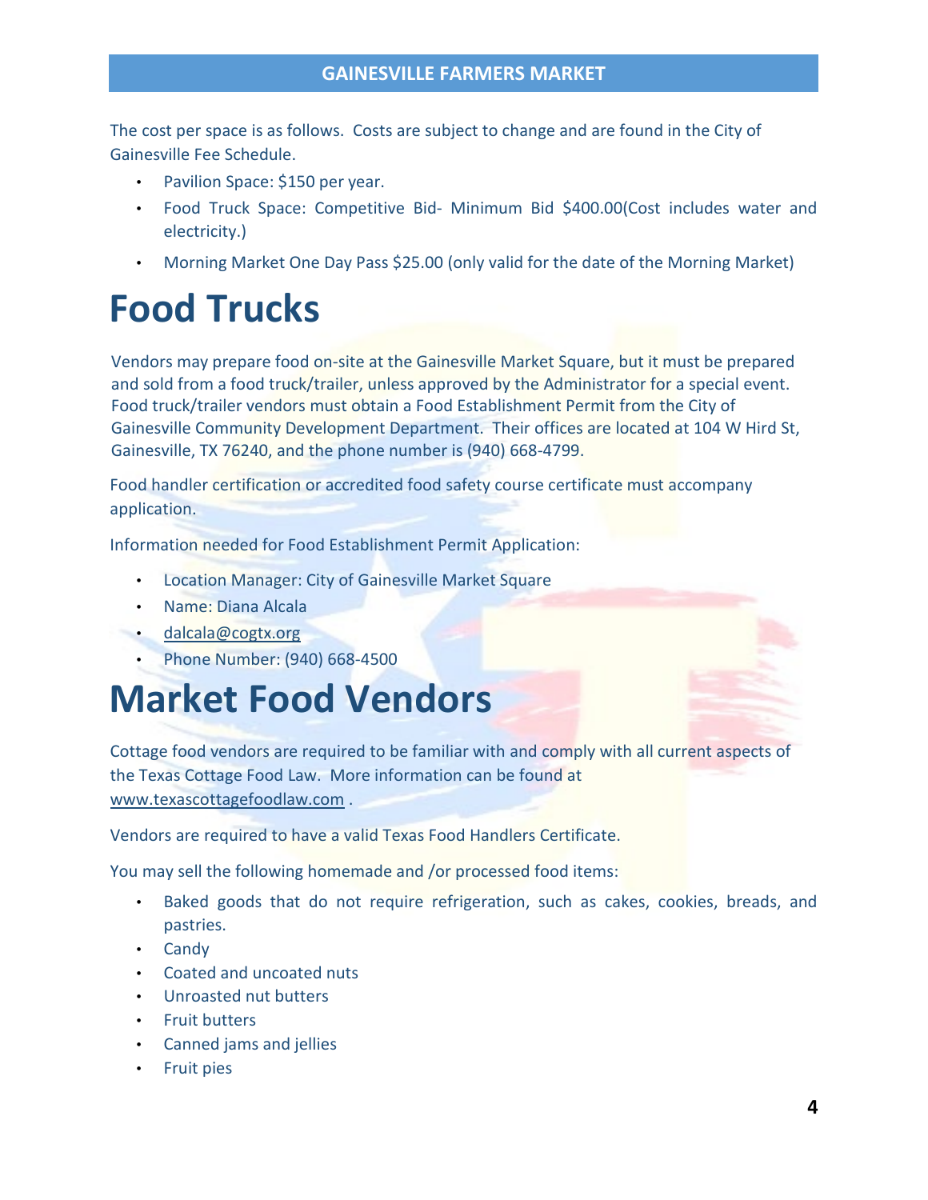The cost per space is as follows. Costs are subject to change and are found in the City of Gainesville Fee Schedule.

- Pavilion Space: $150 per year.
- Food Truck Space: Competitive Bid- Minimum Bid $400.00(Cost includes water and electricity.)
- Morning Market One Day Pass $25.00 (only valid for the date of the Morning Market)

# Food Trucks

Vendors may prepare food on-site at the Gainesville Market Square, but it must be prepared and sold from a food truck/trailer, unless approved by the Administrator for a special event. Food truck/trailer vendors must obtain a Food Establishment Permit from the City of Gainesville Community Development Department. Their offices are located at 104 W Hird St, Gainesville, TX 76240, and the phone number is (940) 668-4799.

Food handler certification or accredited food safety course certificate must accompany application.

Information needed for Food Establishment Permit Application:

- Location Manager: City of Gainesville Market Square
- Name: Diana Alcala
- dalcala@cogtx.org
- Phone Number: (940) 668-4500

# Market Food Vendors

Cottage food vendors are required to be familiar with and comply with all current aspects of the Texas Cottage Food Law. More information can be found at www.texascottagefoodlaw.com .

Vendors are required to have a valid Texas Food Handlers Certificate.

You may sell the following homemade and /or processed food items:

- Baked goods that do not require refrigeration, such as cakes, cookies, breads, and pastries.
- Candy
- Coated and uncoated nuts
- Unroasted nut butters
- Fruit butters
- Canned jams and jellies
- Fruit pies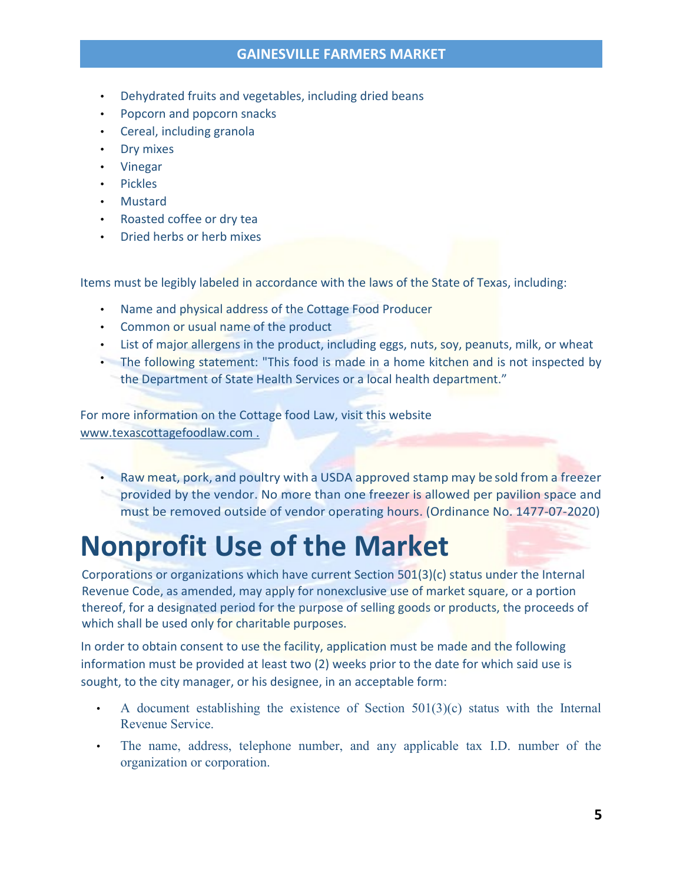- Dehydrated fruits and vegetables, including dried beans
- Popcorn and popcorn snacks
- Cereal, including granola
- Dry mixes
- Vinegar
- Pickles
- Mustard
- Roasted coffee or dry tea
- Dried herbs or herb mixes

Items must be legibly labeled in accordance with the laws of the State of Texas, including:

- Name and physical address of the Cottage Food Producer
- Common or usual name of the product
- List of major allergens in the product, including eggs, nuts, soy, peanuts, milk, or wheat
- The following statement: "This food is made in a home kitchen and is not inspected by the Department of State Health Services or a local health department."

For more information on the Cottage food Law, visit this website www.texascottagefoodlaw.com .

- Raw meat, pork, and poultry with a USDA approved stamp may be sold from a freezer provided by the vendor. No more than one freezer is allowed per pavilion space and must be removed outside of vendor operating hours. (Ordinance No. 1477-07-2020)

# Nonprofit Use of the Market

Corporations or organizations which have current Section 501(3)(c) status under the Internal Revenue Code, as amended, may apply for nonexclusive use of market square, or a portion thereof, for a designated period for the purpose of selling goods or products, the proceeds of which shall be used only for charitable purposes.

In order to obtain consent to use the facility, application must be made and the following information must be provided at least two (2) weeks prior to the date for which said use is sought, to the city manager, or his designee, in an acceptable form:

- A document establishing the existence of Section 501(3)(c) status with the Internal Revenue Service.
- The name, address, telephone number, and any applicable tax I.D. number of the organization or corporation.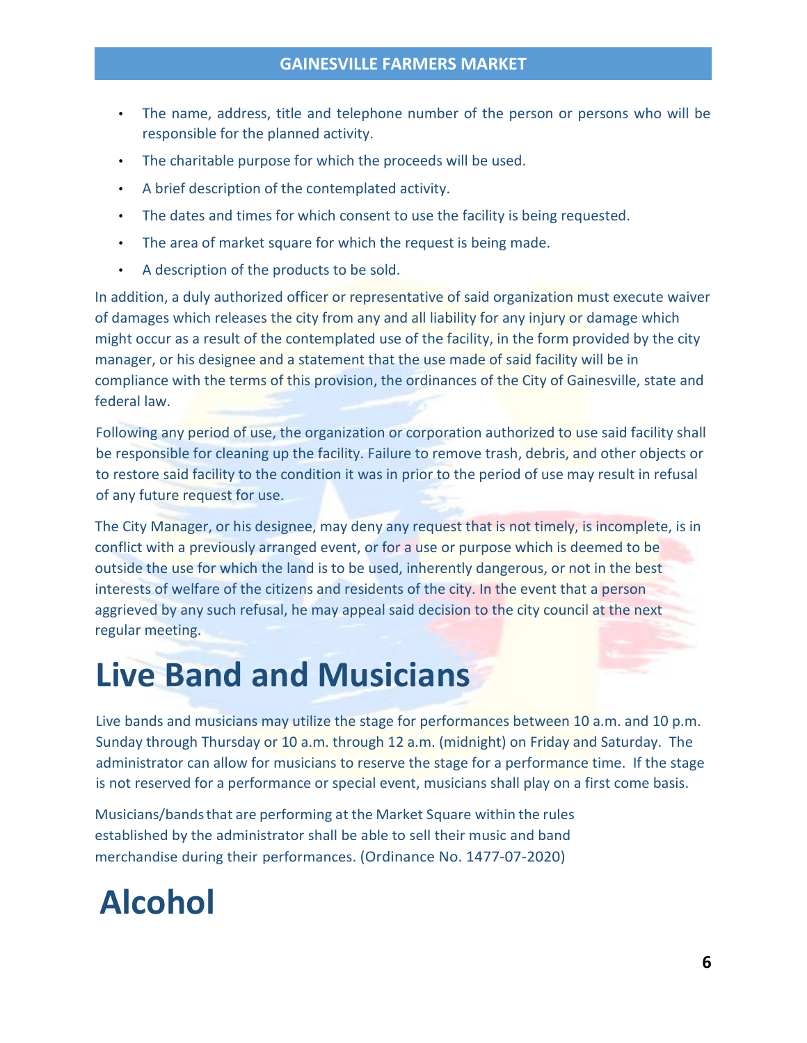- The name, address, title and telephone number of the person or persons who will be responsible for the planned activity.
- The charitable purpose for which the proceeds will be used.
- A brief description of the contemplated activity.
- The dates and times for which consent to use the facility is being requested.
- The area of market square for which the request is being made.
- A description of the products to be sold.

In addition, a duly authorized officer or representative of said organization must execute waiver of damages which releases the city from any and all liability for any injury or damage which might occur as a result of the contemplated use of the facility, in the form provided by the city manager, or his designee and a statement that the use made of said facility will be in compliance with the terms of this provision, the ordinances of the City of Gainesville, state and federal law.

Following any period of use, the organization or corporation authorized to use said facility shall be responsible for cleaning up the facility. Failure to remove trash, debris, and other objects or to restore said facility to the condition it was in prior to the period of use may result in refusal of any future request for use.

The City Manager, or his designee, may deny any request that is not timely, is incomplete, is in conflict with a previously arranged event, or for a use or purpose which is deemed to be outside the use for which the land is to be used, inherently dangerous, or not in the best interests of welfare of the citizens and residents of the city. In the event that a person aggrieved by any such refusal, he may appeal said decision to the city council at the next regular meeting.

# Live Band and Musicians

Live bands and musicians may utilize the stage for performances between 10 a.m. and 10 p.m. Sunday through Thursday or 10 a.m. through 12 a.m. (midnight) on Friday and Saturday. The administrator can allow for musicians to reserve the stage for a performance time. If the stage is not reserved for a performance or special event, musicians shall play on a first come basis.

Musicians/bands that are performing at the Market Square within the rules established by the administrator shall be able to sell their music and band merchandise during their performances. (Ordinance No. 1477-07-2020)

# Alcohol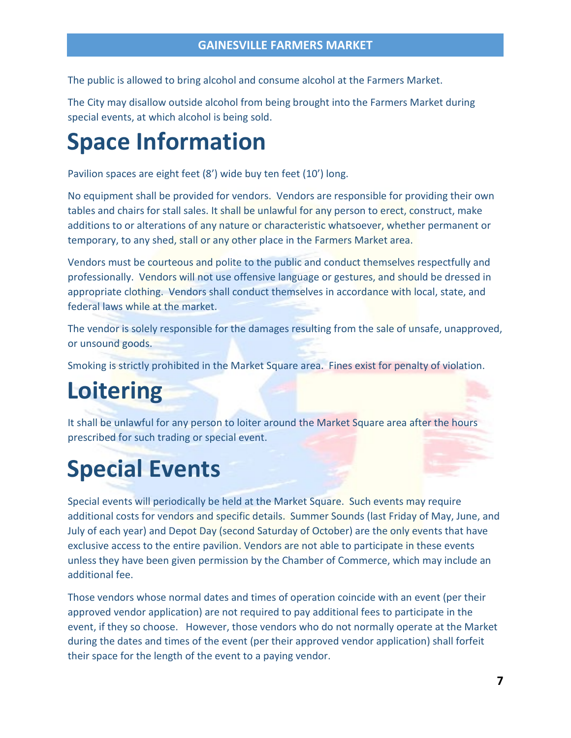The public is allowed to bring alcohol and consume alcohol at the Farmers Market.

The City may disallow outside alcohol from being brought into the Farmers Market during special events, at which alcohol is being sold.

# Space Information

Pavilion spaces are eight feet (8') wide buy ten feet (10') long.

No equipment shall be provided for vendors. Vendors are responsible for providing their own tables and chairs for stall sales. It shall be unlawful for any person to erect, construct, make additions to or alterations of any nature or characteristic whatsoever, whether permanent or temporary, to any shed, stall or any other place in the Farmers Market area.

Vendors must be courteous and polite to the public and conduct themselves respectfully and professionally. Vendors will not use offensive language or gestures, and should be dressed in appropriate clothing. Vendors shall conduct themselves in accordance with local, state, and federal laws while at the market.

The vendor is solely responsible for the damages resulting from the sale of unsafe, unapproved, or unsound goods.

Smoking is strictly prohibited in the Market Square area. Fines exist for penalty of violation.

# Loitering

It shall be unlawful for any person to loiter around the Market Square area after the hours prescribed for such trading or special event.

# Special Events

Special events will periodically be held at the Market Square. Such events may require additional costs for vendors and specific details. Summer Sounds (last Friday of May, June, and July of each year) and Depot Day (second Saturday of October) are the only events that have exclusive access to the entire pavilion. Vendors are not able to participate in these events unless they have been given permission by the Chamber of Commerce, which may include an additional fee.

Those vendors whose normal dates and times of operation coincide with an event (per their approved vendor application) are not required to pay additional fees to participate in the event, if they so choose. However, those vendors who do not normally operate at the Market during the dates and times of the event (per their approved vendor application) shall forfeit their space for the length of the event to a paying vendor.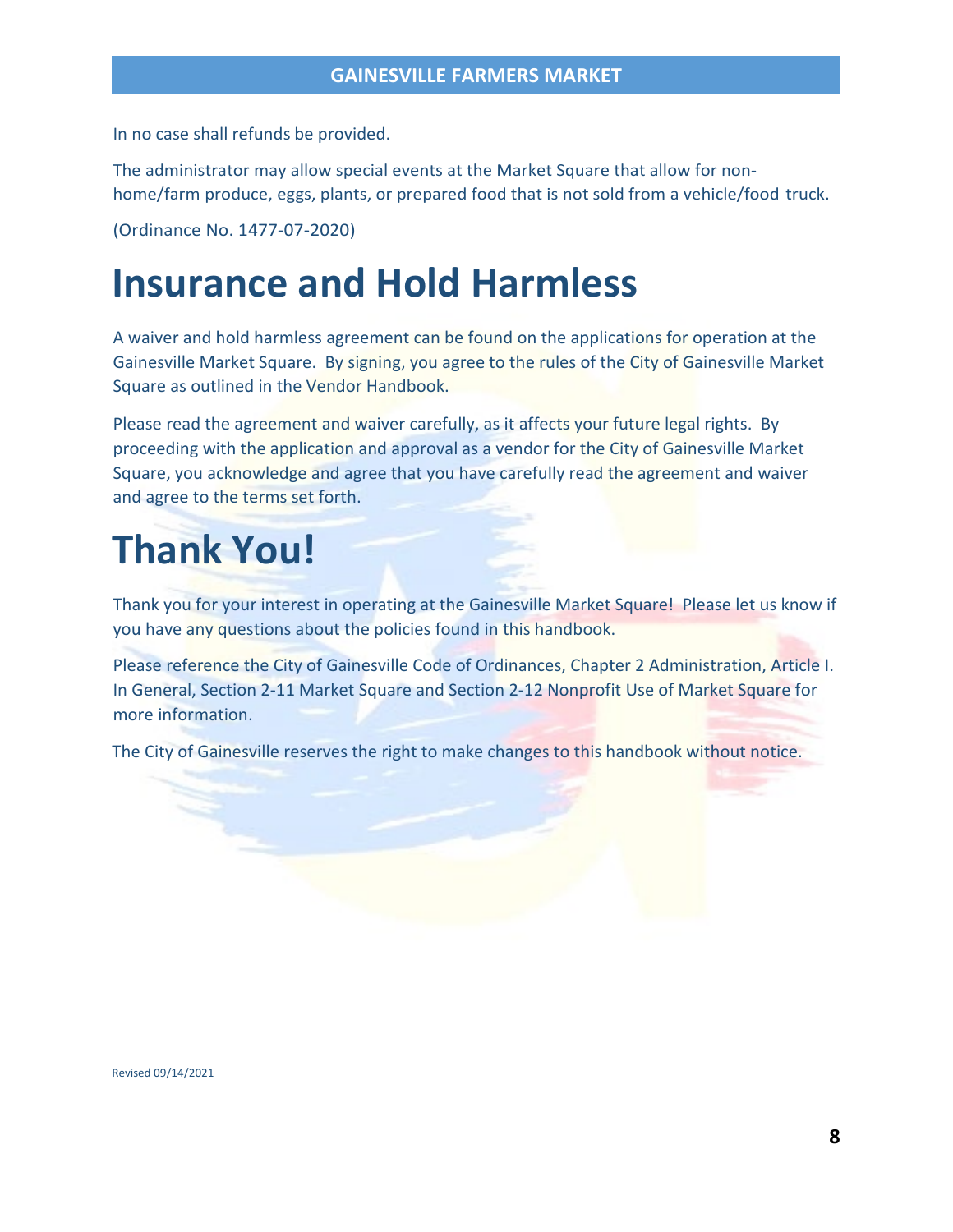In no case shall refunds be provided.

The administrator may allow special events at the Market Square that allow for non-home/farm produce, eggs, plants, or prepared food that is not sold from a vehicle/food truck.

(Ordinance No. 1477-07-2020)

# Insurance and Hold Harmless

A waiver and hold harmless agreement can be found on the applications for operation at the Gainesville Market Square. By signing, you agree to the rules of the City of Gainesville Market Square as outlined in the Vendor Handbook.

Please read the agreement and waiver carefully, as it affects your future legal rights. By proceeding with the application and approval as a vendor for the City of Gainesville Market Square, you acknowledge and agree that you have carefully read the agreement and waiver and agree to the terms set forth.

# Thank You!

Thank you for your interest in operating at the Gainesville Market Square! Please let us know if you have any questions about the policies found in this handbook.

Please reference the City of Gainesville Code of Ordinances, Chapter 2 Administration, Article I. In General, Section 2-11 Market Square and Section 2-12 Nonprofit Use of Market Square for more information.

The City of Gainesville reserves the right to make changes to this handbook without notice.

Revised 09/14/2021